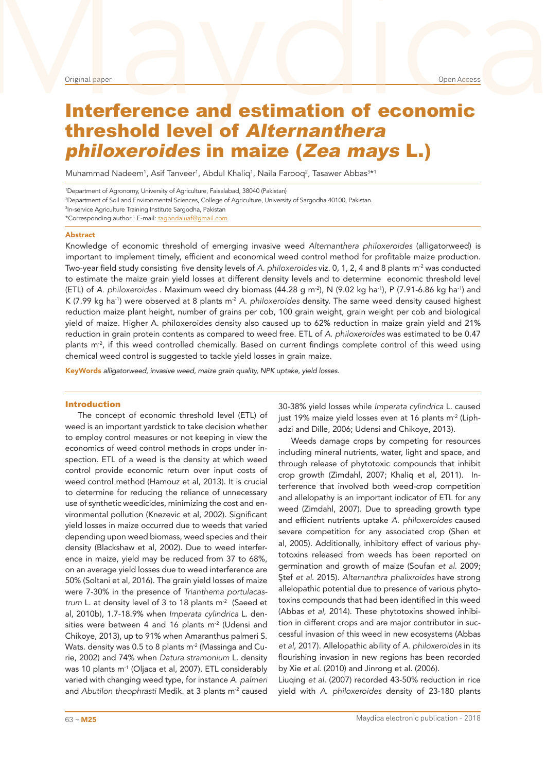Original paper | Open Access

# Interference and estimation of economic threshold level of *Alternanthera philoxeroides* in maize (*Zea mays* L.)

Muhammad Nadeem[1], Asif Tanveer[1], Abdul Khaliq[1], Naila Farooq[2], Tasawer Abbas[3*1]

[1]Department of Agronomy, University of Agriculture, Faisalabad, 38040 (Pakistan)
[2]Department of Soil and Environmental Sciences, College of Agriculture, University of Sargodha 40100, Pakistan.
[3]In-service Agriculture Training Institute Sargodha, Pakistan
*Corresponding author : E-mail: tagondaluaf@gmail.com

## Abstract

Knowledge of economic threshold of emerging invasive weed *Alternanthera philoxeroides* (alligatorweed) is important to implement timely, efficient and economical weed control method for profitable maize production. Two-year field study consisting five density levels of *A. philoxeroides* viz. 0, 1, 2, 4 and 8 plants m$^{-2}$ was conducted to estimate the maize grain yield losses at different density levels and to determine economic threshold level (ETL) of *A. philoxeroides* . Maximum weed dry biomass (44.28 g m$^{-2}$), N (9.02 kg ha$^{-1}$), P (7.91-6.86 kg ha$^{-1}$) and K (7.99 kg ha$^{-1}$) were observed at 8 plants m$^{-2}$ *A. philoxeroides* density. The same weed density caused highest reduction maize plant height, number of grains per cob, 100 grain weight, grain weight per cob and biological yield of maize. Higher A. philoxeroides density also caused up to 62% reduction in maize grain yield and 21% reduction in grain protein contents as compared to weed free. ETL of *A. philoxeroides* was estimated to be 0.47 plants m$^{-2}$, if this weed controlled chemically. Based on current findings complete control of this weed using chemical weed control is suggested to tackle yield losses in grain maize.

**KeyWords** *alligatorweed, invasive weed, maize grain quality, NPK uptake, yield losses.*

## Introduction

The concept of economic threshold level (ETL) of weed is an important yardstick to take decision whether to employ control measures or not keeping in view the economics of weed control methods in crops under inspection. ETL of a weed is the density at which weed control provide economic return over input costs of weed control method (Hamouz et al, 2013). It is crucial to determine for reducing the reliance of unnecessary use of synthetic weedicides, minimizing the cost and environmental pollution (Knezevic et al, 2002). Significant yield losses in maize occurred due to weeds that varied depending upon weed biomass, weed species and their density (Blackshaw et al, 2002). Due to weed interference in maize, yield may be reduced from 37 to 68%, on an average yield losses due to weed interference are 50% (Soltani et al, 2016). The grain yield losses of maize were 7-30% in the presence of *Trianthema portulacastrum* L. at density level of 3 to 18 plants m$^{-2}$ (Saeed et al, 2010b), 1.7-18.9% when *Imperata cylindrica* L. densities were between 4 and 16 plants m$^{-2}$ (Udensi and Chikoye, 2013), up to 91% when Amaranthus palmeri S. Wats. density was 0.5 to 8 plants m$^{-2}$ (Massinga and Curie, 2002) and 74% when *Datura stramonium* L. density was 10 plants m$^{-1}$ (Oljaca et al, 2007). ETL considerably varied with changing weed type, for instance *A. palmeri* and *Abutilon theophrasti* Medik. at 3 plants m$^{-2}$ caused 30-38% yield losses while *Imperata cylindrica* L. caused just 19% maize yield losses even at 16 plants m$^{-2}$ (Liphadzi and Dille, 2006; Udensi and Chikoye, 2013).

Weeds damage crops by competing for resources including mineral nutrients, water, light and space, and through release of phytotoxic compounds that inhibit crop growth (Zimdahl, 2007; Khaliq et al, 2011). Interference that involved both weed-crop competition and allelopathy is an important indicator of ETL for any weed (Zimdahl, 2007). Due to spreading growth type and efficient nutrients uptake *A. philoxeroides* caused severe competition for any associated crop (Shen et al, 2005). Additionally, inhibitory effect of various phytotoxins released from weeds has been reported on germination and growth of maize (Soufan *et al*. 2009; Ştef *et al*. 2015). *Alternanthra phalixroides* have strong allelopathic potential due to presence of various phytotoxins compounds that had been identified in this weed (Abbas *et al*, 2014). These phytotoxins showed inhibition in different crops and are major contributor in successful invasion of this weed in new ecosystems (Abbas *et al*, 2017). Allelopathic ability of *A. philoxeroides* in its flourishing invasion in new regions has been recorded by Xie *et al*. (2010) and Jinrong et al. (2006).

Liuqing *et al*. (2007) recorded 43-50% reduction in rice yield with *A. philoxeroides* density of 23-180 plants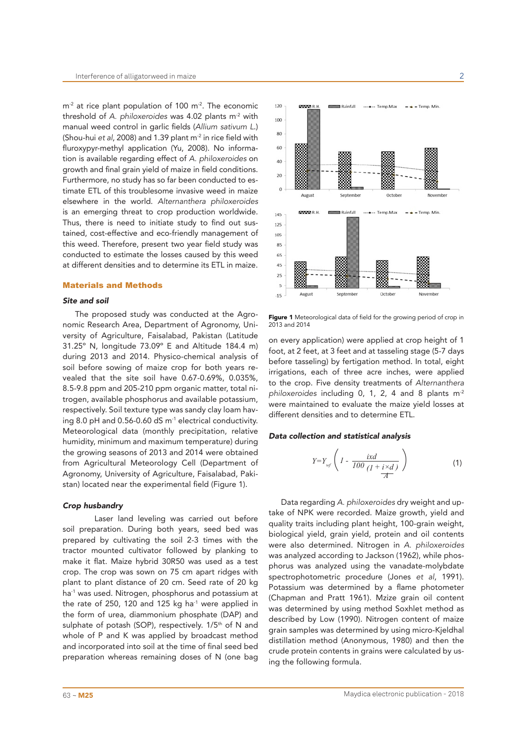$m^{-2}$ at rice plant population of 100 $m^{-2}$. The economic threshold of *A. philoxeroides* was 4.02 plants $m^{-2}$ with manual weed control in garlic fields (*Allium sativum L.*) (Shou-hui *et al*, 2008) and 1.39 plant $m^{-2}$ in rice field with fluroxypyr-methyl application (Yu, 2008). No information is available regarding effect of *A. philoxeroides* on growth and final grain yield of maize in field conditions. Furthermore, no study has so far been conducted to estimate ETL of this troublesome invasive weed in maize elsewhere in the world. *Alternanthera philoxeroides* is an emerging threat to crop production worldwide. Thus, there is need to initiate study to find out sustained, cost-effective and eco-friendly management of this weed. Therefore, present two year field study was conducted to estimate the losses caused by this weed at different densities and to determine its ETL in maize.

## Materials and Methods

### Site and soil

The proposed study was conducted at the Agronomic Research Area, Department of Agronomy, University of Agriculture, Faisalabad, Pakistan (Latitude 31.25° N, longitude 73.09° E and Altitude 184.4 m) during 2013 and 2014. Physico-chemical analysis of soil before sowing of maize crop for both years revealed that the site soil have 0.67-0.69%, 0.035%, 8.5-9.8 ppm and 205-210 ppm organic matter, total nitrogen, available phosphorus and available potassium, respectively. Soil texture type was sandy clay loam having 8.0 pH and 0.56-0.60 dS $m^{-1}$ electrical conductivity. Meteorological data (monthly precipitation, relative humidity, minimum and maximum temperature) during the growing seasons of 2013 and 2014 were obtained from Agricultural Meteorology Cell (Department of Agronomy, University of Agriculture, Faisalabad, Pakistan) located near the experimental field (Figure 1).

### Crop husbandry

Laser land leveling was carried out before soil preparation. During both years, seed bed was prepared by cultivating the soil 2-3 times with the tractor mounted cultivator followed by planking to make it flat. Maize hybrid 30R50 was used as a test crop. The crop was sown on 75 cm apart ridges with plant to plant distance of 20 cm. Seed rate of 20 kg $ha^{-1}$ was used. Nitrogen, phosphorus and potassium at the rate of 250, 120 and 125 kg $ha^{-1}$ were applied in the form of urea, diammonium phosphate (DAP) and sulphate of potash (SOP), respectively. 1/5th of N and whole of P and K was applied by broadcast method and incorporated into soil at the time of final seed bed preparation whereas remaining doses of N (one bag on every application) were applied at crop height of 1 foot, at 2 feet, at 3 feet and at tasseling stage (5-7 days before tasseling) by fertigation method. In total, eight irrigations, each of three acre inches, were applied to the crop. Five density treatments of *Alternanthera philoxeroides* including 0, 1, 2, 4 and 8 plants $m^{-2}$ were maintained to evaluate the maize yield losses at different densities and to determine ETL.

**Figure 1** Meteorological data of field for the growing period of crop in 2013 and 2014

### Data collection and statistical analysis

$$Y = Y_{wf}\left(1 - \frac{ixd}{100\,(1 + \frac{i \times d}{A})}\right) \qquad (1)$$

Data regarding *A. philoxeroides* dry weight and uptake of NPK were recorded. Maize growth, yield and quality traits including plant height, 100-grain weight, biological yield, grain yield, protein and oil contents were also determined. Nitrogen in *A. philoxeroides* was analyzed according to Jackson (1962), while phosphorus was analyzed using the vanadate-molybdate spectrophotometric procedure (Jones *et al*, 1991). Potassium was determined by a flame photometer (Chapman and Pratt 1961). Mzize grain oil content was determined by using method Soxhlet method as described by Low (1990). Nitrogen content of maize grain samples was determined by using micro-Kjeldhal distillation method (Anonymous, 1980) and then the crude protein contents in grains were calculated by using the following formula.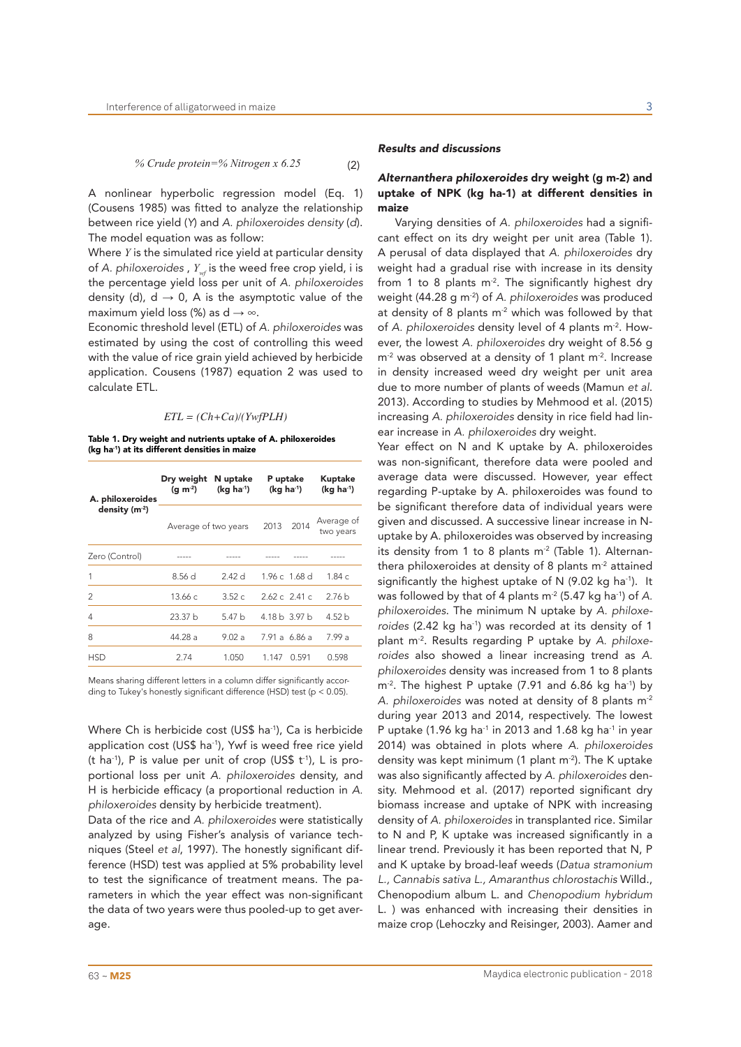$$\% \text{ Crude protein} = \% \text{ Nitrogen} \times 6.25 \quad (2)$$

A nonlinear hyperbolic regression model (Eq. 1) (Cousens 1985) was fitted to analyze the relationship between rice yield (*Y*) and *A. philoxeroides density* (*d*). The model equation was as follow:

Where $Y$ is the simulated rice yield at particular density of *A. philoxeroides* , $Y_{wf}$ is the weed free crop yield, i is the percentage yield loss per unit of *A. philoxeroides* density (d), $d \rightarrow 0$, A is the asymptotic value of the maximum yield loss (%) as $d \rightarrow \infty$.

Economic threshold level (ETL) of *A. philoxeroides* was estimated by using the cost of controlling this weed with the value of rice grain yield achieved by herbicide application. Cousens (1987) equation 2 was used to calculate ETL.

$$ETL = (Ch+Ca)/(YwfPLH)$$

**Table 1. Dry weight and nutrients uptake of A. philoxeroides (kg ha$^{-1}$) at its different densities in maize**

| A. philoxeroides density (m$^{-2}$) | Dry weight (g m$^{-2}$) | N uptake (kg ha$^{-1}$) | P uptake (kg ha$^{-1}$) | | Kuptake (kg ha$^{-1}$) |
|---|---|---|---|---|---|
| | Average of two years | | 2013 | 2014 | Average of two years |
| Zero (Control) | ----- | ----- | ----- | ----- | ----- |
| 1 | 8.56 d | 2.42 d | 1.96 c | 1.68 d | 1.84 c |
| 2 | 13.66 c | 3.52 c | 2.62 c | 2.41 c | 2.76 b |
| 4 | 23.37 b | 5.47 b | 4.18 b | 3.97 b | 4.52 b |
| 8 | 44.28 a | 9.02 a | 7.91 a | 6.86 a | 7.99 a |
| HSD | 2.74 | 1.050 | 1.147 | 0.591 | 0.598 |

Means sharing different letters in a column differ significantly according to Tukey's honestly significant difference (HSD) test ($p < 0.05$).

Where Ch is herbicide cost (US\$ ha$^{-1}$), Ca is herbicide application cost (US\$ ha$^{-1}$), Ywf is weed free rice yield (t ha$^{-1}$), P is value per unit of crop (US\$ t$^{-1}$), L is proportional loss per unit *A. philoxeroides* density, and H is herbicide efficacy (a proportional reduction in *A. philoxeroides* density by herbicide treatment).

Data of the rice and *A. philoxeroides* were statistically analyzed by using Fisher's analysis of variance techniques (Steel *et al*, 1997). The honestly significant difference (HSD) test was applied at 5% probability level to test the significance of treatment means. The parameters in which the year effect was non-significant the data of two years were thus pooled-up to get average.

### *Results and discussions*

#### *Alternanthera philoxeroides* dry weight (g m-2) and uptake of NPK (kg ha-1) at different densities in maize

Varying densities of *A. philoxeroides* had a significant effect on its dry weight per unit area (Table 1). A perusal of data displayed that *A. philoxeroides* dry weight had a gradual rise with increase in its density from 1 to 8 plants m$^{-2}$. The significantly highest dry weight (44.28 g m$^{-2}$) of *A. philoxeroides* was produced at density of 8 plants m$^{-2}$ which was followed by that of *A. philoxeroides* density level of 4 plants m$^{-2}$. However, the lowest *A. philoxeroides* dry weight of 8.56 g m$^{-2}$ was observed at a density of 1 plant m$^{-2}$. Increase in density increased weed dry weight per unit area due to more number of plants of weeds (Mamun *et al*. 2013). According to studies by Mehmood et al. (2015) increasing *A. philoxeroides* density in rice field had linear increase in *A. philoxeroides* dry weight.

Year effect on N and K uptake by A. philoxeroides was non-significant, therefore data were pooled and average data were discussed. However, year effect regarding P-uptake by A. philoxeroides was found to be significant therefore data of individual years were given and discussed. A successive linear increase in N-uptake by A. philoxeroides was observed by increasing its density from 1 to 8 plants m$^{-2}$ (Table 1). Alternanthera philoxeroides at density of 8 plants m$^{-2}$ attained significantly the highest uptake of N (9.02 kg ha$^{-1}$). It was followed by that of 4 plants m$^{-2}$ (5.47 kg ha$^{-1}$) of *A. philoxeroides*. The minimum N uptake by *A. philoxeroides* (2.42 kg ha$^{-1}$) was recorded at its density of 1 plant m$^{-2}$. Results regarding P uptake by *A. philoxeroides* also showed a linear increasing trend as *A. philoxeroides* density was increased from 1 to 8 plants m$^{-2}$. The highest P uptake (7.91 and 6.86 kg ha$^{-1}$) by *A. philoxeroides* was noted at density of 8 plants m$^{-2}$ during year 2013 and 2014, respectively. The lowest P uptake (1.96 kg ha$^{-1}$ in 2013 and 1.68 kg ha$^{-1}$ in year 2014) was obtained in plots where *A. philoxeroides* density was kept minimum (1 plant m$^{-2}$). The K uptake was also significantly affected by *A. philoxeroides* density. Mehmood et al. (2017) reported significant dry biomass increase and uptake of NPK with increasing density of *A. philoxeroides* in transplanted rice. Similar to N and P, K uptake was increased significantly in a linear trend. Previously it has been reported that N, P and K uptake by broad-leaf weeds (*Datua stramonium L., Cannabis sativa L., Amaranthus chlorostachis* Willd., Chenopodium album L. and *Chenopodium hybridum* L. ) was enhanced with increasing their densities in maize crop (Lehoczky and Reisinger, 2003). Aamer and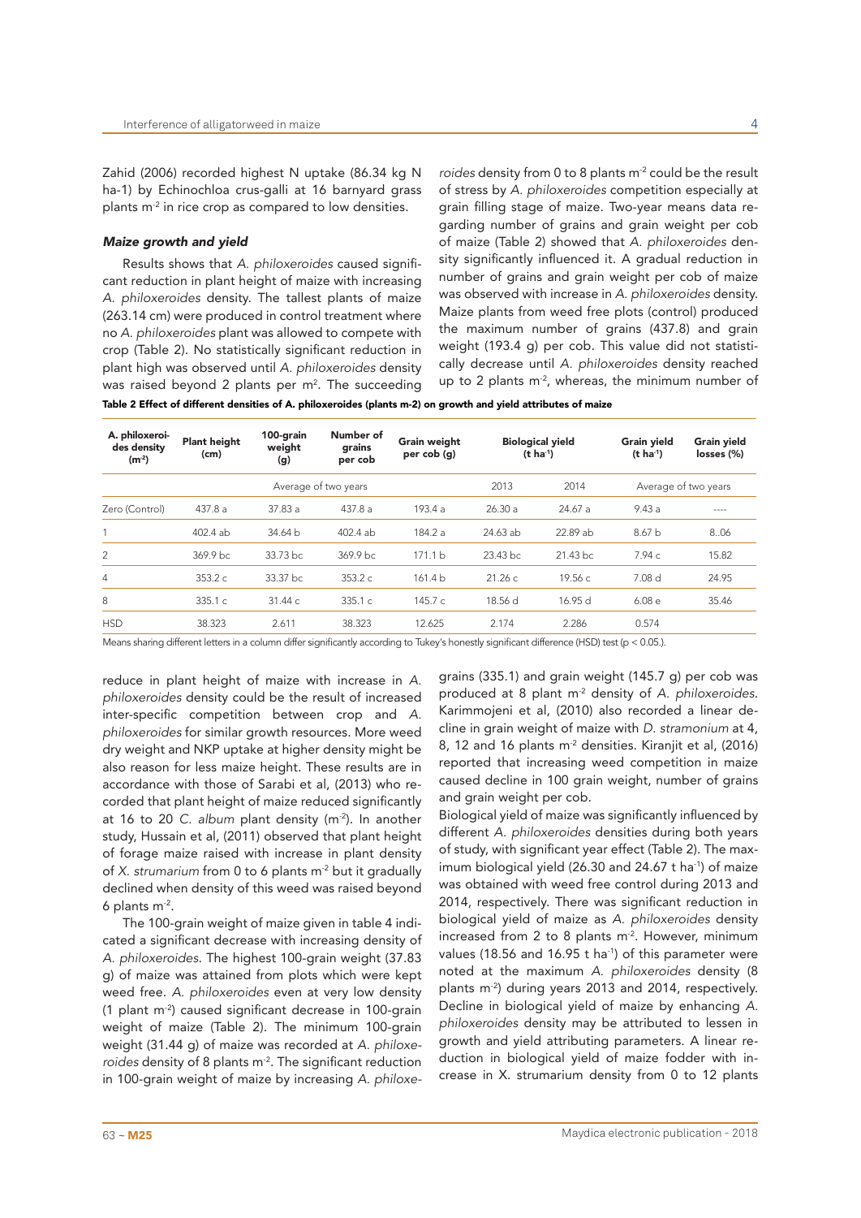Zahid (2006) recorded highest N uptake (86.34 kg N ha-1) by Echinochloa crus-galli at 16 barnyard grass plants $m^{-2}$ in rice crop as compared to low densities.

### *Maize growth and yield*

Results shows that *A. philoxeroides* caused significant reduction in plant height of maize with increasing *A. philoxeroides* density. The tallest plants of maize (263.14 cm) were produced in control treatment where no *A. philoxeroides* plant was allowed to compete with crop (Table 2). No statistically significant reduction in plant high was observed until *A. philoxeroides* density was raised beyond 2 plants per $m^2$. The succeeding reduce in plant height of maize with increase in *A. philoxeroides* density could be the result of increased inter-specific competition between crop and *A. philoxeroides* for similar growth resources. More weed dry weight and NKP uptake at higher density might be also reason for less maize height. These results are in accordance with those of Sarabi et al, (2013) who recorded that plant height of maize reduced significantly at 16 to 20 *C. album* plant density ($m^{-2}$). In another study, Hussain et al, (2011) observed that plant height of forage maize raised with increase in plant density of *X. strumarium* from 0 to 6 plants $m^{-2}$ but it gradually declined when density of this weed was raised beyond 6 plants $m^{-2}$.

The 100-grain weight of maize given in table 4 indicated a significant decrease with increasing density of *A. philoxeroides*. The highest 100-grain weight (37.83 g) of maize was attained from plots which were kept weed free. *A. philoxeroides* even at very low density (1 plant $m^{-2}$) caused significant decrease in 100-grain weight of maize (Table 2). The minimum 100-grain weight (31.44 g) of maize was recorded at *A. philoxeroides* density of 8 plants $m^{-2}$. The significant reduction in 100-grain weight of maize by increasing *A. philoxeroides* density from 0 to 8 plants $m^{-2}$ could be the result of stress by *A. philoxeroides* competition especially at grain filling stage of maize. Two-year means data regarding number of grains and grain weight per cob of maize (Table 2) showed that *A. philoxeroides* density significantly influenced it. A gradual reduction in number of grains and grain weight per cob of maize was observed with increase in *A. philoxeroides* density. Maize plants from weed free plots (control) produced the maximum number of grains (437.8) and grain weight (193.4 g) per cob. This value did not statistically decrease until *A. philoxeroides* density reached up to 2 plants $m^{-2}$, whereas, the minimum number of grains (335.1) and grain weight (145.7 g) per cob was produced at 8 plant $m^{-2}$ density of *A. philoxeroides*. Karimmojeni et al, (2010) also recorded a linear decline in grain weight of maize with *D. stramonium* at 4, 8, 12 and 16 plants $m^{-2}$ densities. Kiranjit et al, (2016) reported that increasing weed competition in maize caused decline in 100 grain weight, number of grains and grain weight per cob.

**Table 2 Effect of different densities of A. philoxeroides (plants m-2) on growth and yield attributes of maize**

| A. philoxeroides density ($m^{-2}$) | Plant height (cm) | 100-grain weight (g) | Number of grains per cob | Grain weight per cob (g) | Biological yield (t $ha^{-1}$) | | Grain yield (t $ha^{-1}$) | Grain yield losses (%) |
|---|---|---|---|---|---|---|---|---|
| | Average of two years | | | | 2013 | 2014 | Average of two years | |
| Zero (Control) | 437.8 a | 37.83 a | 437.8 a | 193.4 a | 26.30 a | 24.67 a | 9.43 a | ---- |
| 1 | 402.4 ab | 34.64 b | 402.4 ab | 184.2 a | 24.63 ab | 22.89 ab | 8.67 b | 8..06 |
| 2 | 369.9 bc | 33.73 bc | 369.9 bc | 171.1 b | 23.43 bc | 21.43 bc | 7.94 c | 15.82 |
| 4 | 353.2 c | 33.37 bc | 353.2 c | 161.4 b | 21.26 c | 19.56 c | 7.08 d | 24.95 |
| 8 | 335.1 c | 31.44 c | 335.1 c | 145.7 c | 18.56 d | 16.95 d | 6.08 e | 35.46 |
| HSD | 38.323 | 2.611 | 38.323 | 12.625 | 2.174 | 2.286 | 0.574 | |

Means sharing different letters in a column differ significantly according to Tukey's honestly significant difference (HSD) test ($p < 0.05$.).

Biological yield of maize was significantly influenced by different *A. philoxeroides* densities during both years of study, with significant year effect (Table 2). The maximum biological yield (26.30 and 24.67 t $ha^{-1}$) of maize was obtained with weed free control during 2013 and 2014, respectively. There was significant reduction in biological yield of maize as *A. philoxeroides* density increased from 2 to 8 plants $m^{-2}$. However, minimum values (18.56 and 16.95 t $ha^{-1}$) of this parameter were noted at the maximum *A. philoxeroides* density (8 plants $m^{-2}$) during years 2013 and 2014, respectively. Decline in biological yield of maize by enhancing *A. philoxeroides* density may be attributed to lessen in growth and yield attributing parameters. A linear reduction in biological yield of maize fodder with increase in X. strumarium density from 0 to 12 plants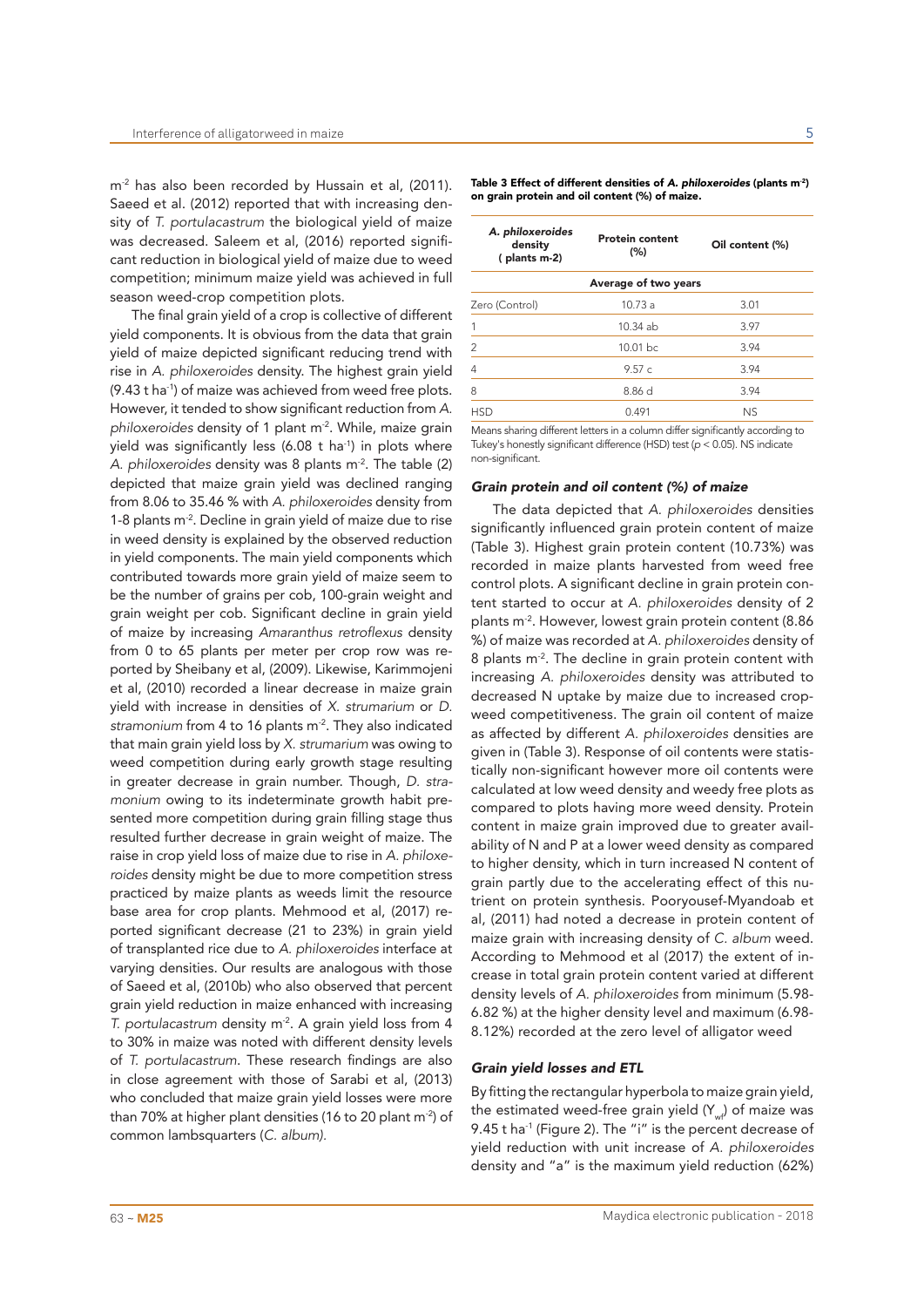$m^{-2}$ has also been recorded by Hussain et al, (2011). Saeed et al. (2012) reported that with increasing density of *T. portulacastrum* the biological yield of maize was decreased. Saleem et al, (2016) reported significant reduction in biological yield of maize due to weed competition; minimum maize yield was achieved in full season weed-crop competition plots.

The final grain yield of a crop is collective of different yield components. It is obvious from the data that grain yield of maize depicted significant reducing trend with rise in *A. philoxeroides* density. The highest grain yield (9.43 t $ha^{-1}$) of maize was achieved from weed free plots. However, it tended to show significant reduction from *A. philoxeroides* density of 1 plant $m^{-2}$. While, maize grain yield was significantly less (6.08 t $ha^{-1}$) in plots where *A. philoxeroides* density was 8 plants $m^{-2}$. The table (2) depicted that maize grain yield was declined ranging from 8.06 to 35.46 % with *A. philoxeroides* density from 1-8 plants $m^{-2}$. Decline in grain yield of maize due to rise in weed density is explained by the observed reduction in yield components. The main yield components which contributed towards more grain yield of maize seem to be the number of grains per cob, 100-grain weight and grain weight per cob. Significant decline in grain yield of maize by increasing *Amaranthus retroflexus* density from 0 to 65 plants per meter per crop row was reported by Sheibany et al, (2009). Likewise, Karimmojeni et al, (2010) recorded a linear decrease in maize grain yield with increase in densities of *X. strumarium* or *D. stramonium* from 4 to 16 plants $m^{-2}$. They also indicated that main grain yield loss by *X. strumarium* was owing to weed competition during early growth stage resulting in greater decrease in grain number. Though, *D. stramonium* owing to its indeterminate growth habit presented more competition during grain filling stage thus resulted further decrease in grain weight of maize. The raise in crop yield loss of maize due to rise in *A. philoxeroides* density might be due to more competition stress practiced by maize plants as weeds limit the resource base area for crop plants. Mehmood et al, (2017) reported significant decrease (21 to 23%) in grain yield of transplanted rice due to *A. philoxeroides* interface at varying densities. Our results are analogous with those of Saeed et al, (2010b) who also observed that percent grain yield reduction in maize enhanced with increasing *T. portulacastrum* density $m^{-2}$. A grain yield loss from 4 to 30% in maize was noted with different density levels of *T. portulacastrum*. These research findings are also in close agreement with those of Sarabi et al, (2013) who concluded that maize grain yield losses were more than 70% at higher plant densities (16 to 20 plant $m^{-2}$) of common lambsquarters (*C. album).*

**Table 3 Effect of different densities of *A. philoxeroides* (plants $m^{-2}$) on grain protein and oil content (%) of maize.**

| *A. philoxeroides* density ( plants m-2) | Protein content (%) | Oil content (%) |
|---|---|---|
| | Average of two years | |
| Zero (Control) | 10.73 a | 3.01 |
| 1 | 10.34 ab | 3.97 |
| 2 | 10.01 bc | 3.94 |
| 4 | 9.57 c | 3.94 |
| 8 | 8.86 d | 3.94 |
| HSD | 0.491 | NS |

Means sharing different letters in a column differ significantly according to Tukey's honestly significant difference (HSD) test ($p < 0.05$). NS indicate non-significant.

### *Grain protein and oil content (%) of maize*

The data depicted that *A. philoxeroides* densities significantly influenced grain protein content of maize (Table 3). Highest grain protein content (10.73%) was recorded in maize plants harvested from weed free control plots. A significant decline in grain protein content started to occur at *A. philoxeroides* density of 2 plants $m^{-2}$. However, lowest grain protein content (8.86 %) of maize was recorded at *A. philoxeroides* density of 8 plants $m^{-2}$. The decline in grain protein content with increasing *A. philoxeroides* density was attributed to decreased N uptake by maize due to increased crop-weed competitiveness. The grain oil content of maize as affected by different *A. philoxeroides* densities are given in (Table 3). Response of oil contents were statistically non-significant however more oil contents were calculated at low weed density and weedy free plots as compared to plots having more weed density. Protein content in maize grain improved due to greater availability of N and P at a lower weed density as compared to higher density, which in turn increased N content of grain partly due to the accelerating effect of this nutrient on protein synthesis. Pooryousef-Myandoab et al, (2011) had noted a decrease in protein content of maize grain with increasing density of *C. album* weed. According to Mehmood et al (2017) the extent of increase in total grain protein content varied at different density levels of *A. philoxeroides* from minimum (5.98-6.82 %) at the higher density level and maximum (6.98-8.12%) recorded at the zero level of alligator weed

### *Grain yield losses and ETL*

By fitting the rectangular hyperbola to maize grain yield, the estimated weed-free grain yield ($Y_{wf}$) of maize was 9.45 t $ha^{-1}$ (Figure 2). The "i" is the percent decrease of yield reduction with unit increase of *A. philoxeroides* density and "a" is the maximum yield reduction (62%)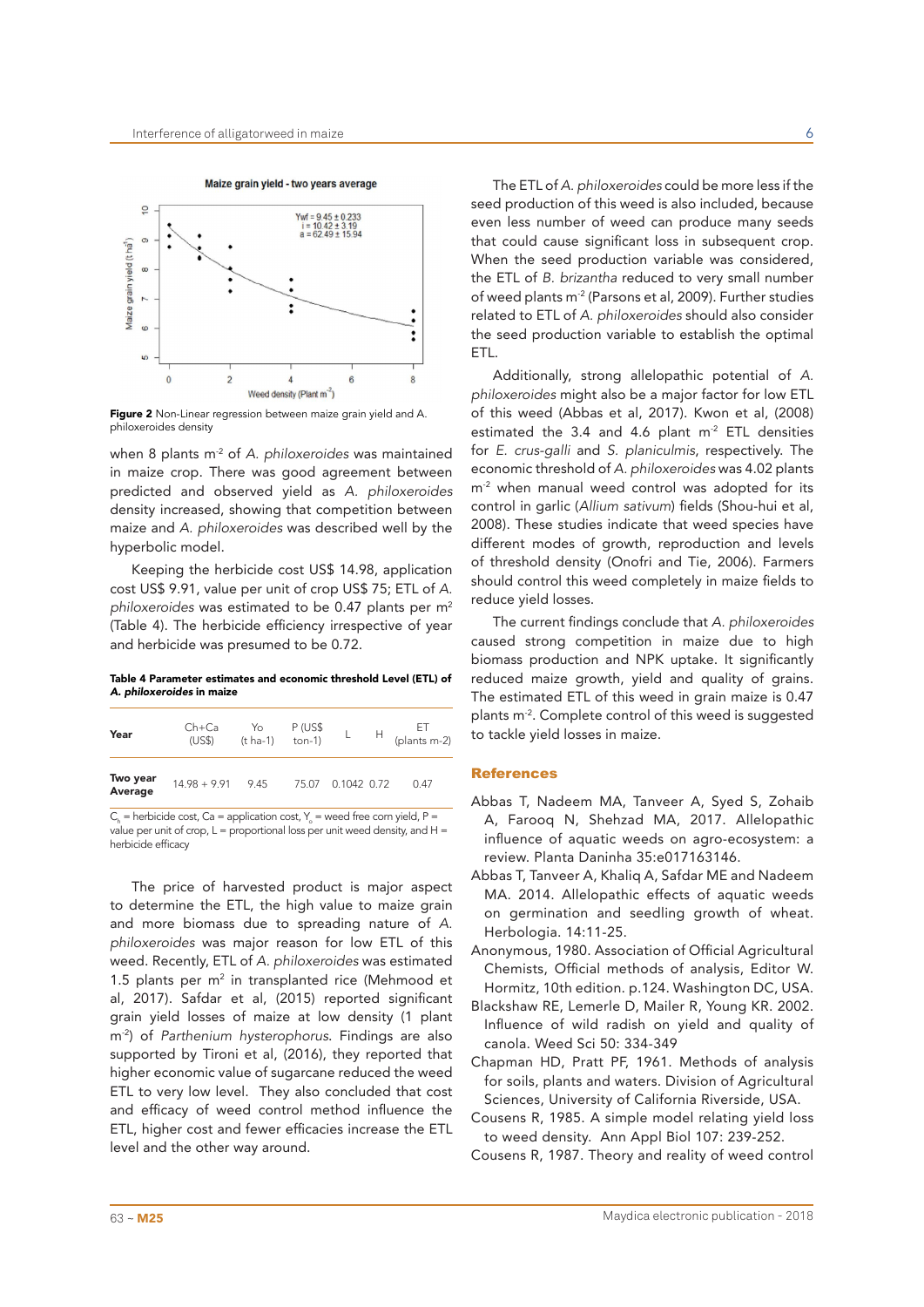Figure 2 Non-Linear regression between maize grain yield and A. philoxeroides density

when 8 plants m$^{-2}$ of *A. philoxeroides* was maintained in maize crop. There was good agreement between predicted and observed yield as *A. philoxeroides* density increased, showing that competition between maize and *A. philoxeroides* was described well by the hyperbolic model.

Keeping the herbicide cost US$ 14.98, application cost US$ 9.91, value per unit of crop US$ 75; ETL of *A. philoxeroides* was estimated to be 0.47 plants per m$^2$ (Table 4). The herbicide efficiency irrespective of year and herbicide was presumed to be 0.72.

**Table 4 Parameter estimates and economic threshold Level (ETL) of *A. philoxeroides* in maize**

| Year | Ch+Ca (US$) | Yo (t ha-1) | P (US$ ton-1) | L | H | ET (plants m-2) |
|---|---|---|---|---|---|---|
| **Two year Average** | 14.98 + 9.91 | 9.45 | 75.07 | 0.1042 | 0.72 | 0.47 |

$C_h$ = herbicide cost, Ca = application cost, $Y_o$ = weed free corn yield, P = value per unit of crop, L = proportional loss per unit weed density, and H = herbicide efficacy

The price of harvested product is major aspect to determine the ETL, the high value to maize grain and more biomass due to spreading nature of *A. philoxeroides* was major reason for low ETL of this weed. Recently, ETL of *A. philoxeroides* was estimated 1.5 plants per m$^2$ in transplanted rice (Mehmood et al, 2017). Safdar et al, (2015) reported significant grain yield losses of maize at low density (1 plant m$^{-2}$) of *Parthenium hysterophorus*. Findings are also supported by Tironi et al, (2016), they reported that higher economic value of sugarcane reduced the weed ETL to very low level. They also concluded that cost and efficacy of weed control method influence the ETL, higher cost and fewer efficacies increase the ETL level and the other way around.

The ETL of *A. philoxeroides* could be more less if the seed production of this weed is also included, because even less number of weed can produce many seeds that could cause significant loss in subsequent crop. When the seed production variable was considered, the ETL of *B. brizantha* reduced to very small number of weed plants m$^{-2}$ (Parsons et al, 2009). Further studies related to ETL of *A. philoxeroides* should also consider the seed production variable to establish the optimal ETL.

Additionally, strong allelopathic potential of *A. philoxeroides* might also be a major factor for low ETL of this weed (Abbas et al, 2017). Kwon et al, (2008) estimated the 3.4 and 4.6 plant m$^{-2}$ ETL densities for *E. crus-galli* and *S. planiculmis*, respectively. The economic threshold of *A. philoxeroides* was 4.02 plants m$^{-2}$ when manual weed control was adopted for its control in garlic (*Allium sativum*) fields (Shou-hui et al, 2008). These studies indicate that weed species have different modes of growth, reproduction and levels of threshold density (Onofri and Tie, 2006). Farmers should control this weed completely in maize fields to reduce yield losses.

The current findings conclude that *A. philoxeroides* caused strong competition in maize due to high biomass production and NPK uptake. It significantly reduced maize growth, yield and quality of grains. The estimated ETL of this weed in grain maize is 0.47 plants m$^{-2}$. Complete control of this weed is suggested to tackle yield losses in maize.

## References

Abbas T, Nadeem MA, Tanveer A, Syed S, Zohaib A, Farooq N, Shehzad MA, 2017. Allelopathic influence of aquatic weeds on agro-ecosystem: a review. Planta Daninha 35:e017163146.

Abbas T, Tanveer A, Khaliq A, Safdar ME and Nadeem MA. 2014. Allelopathic effects of aquatic weeds on germination and seedling growth of wheat. Herbologia. 14:11-25.

Anonymous, 1980. Association of Official Agricultural Chemists, Official methods of analysis, Editor W. Hormitz, 10th edition. p.124. Washington DC, USA.

Blackshaw RE, Lemerle D, Mailer R, Young KR. 2002. Influence of wild radish on yield and quality of canola. Weed Sci 50: 334-349

Chapman HD, Pratt PF, 1961. Methods of analysis for soils, plants and waters. Division of Agricultural Sciences, University of California Riverside, USA.

Cousens R, 1985. A simple model relating yield loss to weed density. Ann Appl Biol 107: 239-252.

Cousens R, 1987. Theory and reality of weed control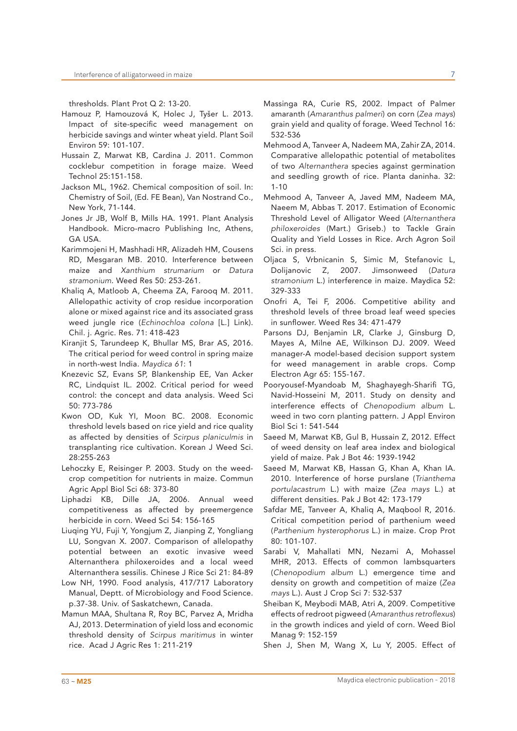thresholds. Plant Prot Q 2: 13-20.

Hamouz P, Hamouzová K, Holec J, Tyšer L. 2013. Impact of site-specific weed management on herbicide savings and winter wheat yield. Plant Soil Environ 59: 101-107.

Hussain Z, Marwat KB, Cardina J. 2011. Common cocklebur competition in forage maize. Weed Technol 25:151-158.

Jackson ML, 1962. Chemical composition of soil. In: Chemistry of Soil, (Ed. FE Bean), Van Nostrand Co., New York, 71-144.

Jones Jr JB, Wolf B, Mills HA. 1991. Plant Analysis Handbook. Micro-macro Publishing Inc, Athens, GA USA.

Karimmojeni H, Mashhadi HR, Alizadeh HM, Cousens RD, Mesgaran MB. 2010. Interference between maize and *Xanthium strumarium* or *Datura stramonium*. Weed Res 50: 253-261.

Khaliq A, Matloob A, Cheema ZA, Farooq M. 2011. Allelopathic activity of crop residue incorporation alone or mixed against rice and its associated grass weed jungle rice (*Echinochloa colona* [L.] Link). Chil. j. Agric. Res. 71: 418-423

Kiranjit S, Tarundeep K, Bhullar MS, Brar AS, 2016. The critical period for weed control in spring maize in north-west India. *Maydica 61*: 1

Knezevic SZ, Evans SP, Blankenship EE, Van Acker RC, Lindquist IL. 2002. Critical period for weed control: the concept and data analysis. Weed Sci 50: 773-786

Kwon OD, Kuk YI, Moon BC. 2008. Economic threshold levels based on rice yield and rice quality as affected by densities of *Scirpus planiculmis* in transplanting rice cultivation. Korean J Weed Sci. 28:255-263

Lehoczky E, Reisinger P. 2003. Study on the weed-crop competition for nutrients in maize. Commun Agric Appl Biol Sci 68: 373-80

Liphadzi KB, Dille JA, 2006. Annual weed competitiveness as affected by preemergence herbicide in corn. Weed Sci 54: 156-165

Liuqing YU, Fuji Y, Yongjum Z, Jianping Z, Yongliang LU, Songvan X. 2007. Comparison of allelopathy potential between an exotic invasive weed Alternanthera philoxeroides and a local weed Alternanthera sessilis. Chinese J Rice Sci 21: 84-89

Low NH, 1990. Food analysis, 417/717 Laboratory Manual, Deptt. of Microbiology and Food Science. p.37-38. Univ. of Saskatchewn, Canada.

Mamun MAA, Shultana R, Roy BC, Parvez A, Mridha AJ, 2013. Determination of yield loss and economic threshold density of *Scirpus maritimus* in winter rice. Acad J Agric Res 1: 211-219

Massinga RA, Curie RS, 2002. Impact of Palmer amaranth (*Amaranthus palmeri*) on corn (*Zea mays*) grain yield and quality of forage. Weed Technol 16: 532-536

Mehmood A, Tanveer A, Nadeem MA, Zahir ZA, 2014. Comparative allelopathic potential of metabolites of two *Alternanthera* species against germination and seedling growth of rice. Planta daninha. 32: 1-10

Mehmood A, Tanveer A, Javed MM, Nadeem MA, Naeem M, Abbas T. 2017. Estimation of Economic Threshold Level of Alligator Weed (*Alternanthera philoxeroides* (Mart.) Griseb.) to Tackle Grain Quality and Yield Losses in Rice. Arch Agron Soil Sci. in press.

Oljaca S, Vrbnicanin S, Simic M, Stefanovic L, Dolijanovic Z, 2007. Jimsonweed (*Datura stramonium* L.) interference in maize. Maydica 52: 329-333

Onofri A, Tei F, 2006. Competitive ability and threshold levels of three broad leaf weed species in sunflower. Weed Res 34: 471-479

Parsons DJ, Benjamin LR, Clarke J, Ginsburg D, Mayes A, Milne AE, Wilkinson DJ. 2009. Weed manager-A model-based decision support system for weed management in arable crops. Comp Electron Agr 65: 155-167.

Pooryousef-Myandoab M, Shaghayegh-Sharifi TG, Navid-Hosseini M, 2011. Study on density and interference effects of *Chenopodium album* L. weed in two corn planting pattern. J Appl Environ Biol Sci 1: 541-544

Saeed M, Marwat KB, Gul B, Hussain Z, 2012. Effect of weed density on leaf area index and biological yield of maize. Pak J Bot 46: 1939-1942

Saeed M, Marwat KB, Hassan G, Khan A, Khan IA. 2010. Interference of horse purslane (*Trianthema portulacastrum* L.) with maize (*Zea mays* L.) at different densities. Pak J Bot 42: 173-179

Safdar ME, Tanveer A, Khaliq A, Maqbool R, 2016. Critical competition period of parthenium weed (*Parthenium hysterophorus* L.) in maize. Crop Prot 80: 101-107.

Sarabi V, Mahallati MN, Nezami A, Mohassel MHR, 2013. Effects of common lambsquarters (*Chenopodium album* L.) emergence time and density on growth and competition of maize (*Zea mays* L.). Aust J Crop Sci 7: 532-537

Sheiban K, Meybodi MAB, Atri A, 2009. Competitive effects of redroot pigweed (*Amaranthus retroflexus*) in the growth indices and yield of corn. Weed Biol Manag 9: 152-159

Shen J, Shen M, Wang X, Lu Y, 2005. Effect of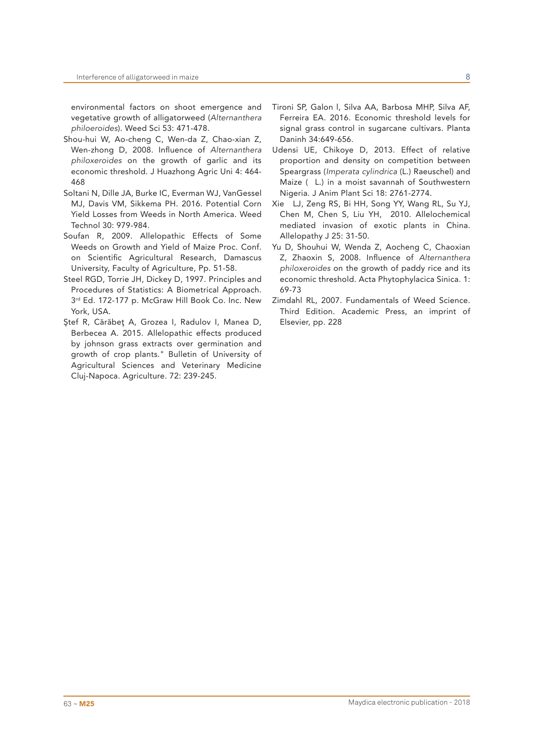environmental factors on shoot emergence and vegetative growth of alligatorweed (*Alternanthera philoeroides*). Weed Sci 53: 471-478.

Shou-hui W, Ao-cheng C, Wen-da Z, Chao-xian Z, Wen-zhong D, 2008. Influence of *Alternanthera philoxeroides* on the growth of garlic and its economic threshold. J Huazhong Agric Uni 4: 464-468

Soltani N, Dille JA, Burke IC, Everman WJ, VanGessel MJ, Davis VM, Sikkema PH. 2016. Potential Corn Yield Losses from Weeds in North America. Weed Technol 30: 979-984.

Soufan R, 2009. Allelopathic Effects of Some Weeds on Growth and Yield of Maize Proc. Conf. on Scientific Agricultural Research, Damascus University, Faculty of Agriculture, Pp. 51-58.

Steel RGD, Torrie JH, Dickey D, 1997. Principles and Procedures of Statistics: A Biometrical Approach. 3rd Ed. 172-177 p. McGraw Hill Book Co. Inc. New York, USA.

Ştef R, Cărăbeţ A, Grozea I, Radulov I, Manea D, Berbecea A. 2015. Allelopathic effects produced by johnson grass extracts over germination and growth of crop plants." Bulletin of University of Agricultural Sciences and Veterinary Medicine Cluj-Napoca. Agriculture. 72: 239-245.

Tironi SP, Galon l, Silva AA, Barbosa MHP, Silva AF, Ferreira EA. 2016. Economic threshold levels for signal grass control in sugarcane cultivars. Planta Daninh 34:649-656.

Udensi UE, Chikoye D, 2013. Effect of relative proportion and density on competition between Speargrass (*Imperata cylindrica* (L.) Raeuschel) and Maize (  L.) in a moist savannah of Southwestern Nigeria. J Anim Plant Sci 18: 2761-2774.

Xie  LJ, Zeng RS, Bi HH, Song YY, Wang RL, Su YJ, Chen M, Chen S, Liu YH,  2010. Allelochemical mediated invasion of exotic plants in China. Allelopathy J 25: 31-50.

Yu D, Shouhui W, Wenda Z, Aocheng C, Chaoxian Z, Zhaoxin S, 2008. Influence of *Alternanthera philoxeroides* on the growth of paddy rice and its economic threshold. Acta Phytophylacica Sinica. 1: 69-73

Zimdahl RL, 2007. Fundamentals of Weed Science. Third Edition. Academic Press, an imprint of Elsevier, pp. 228